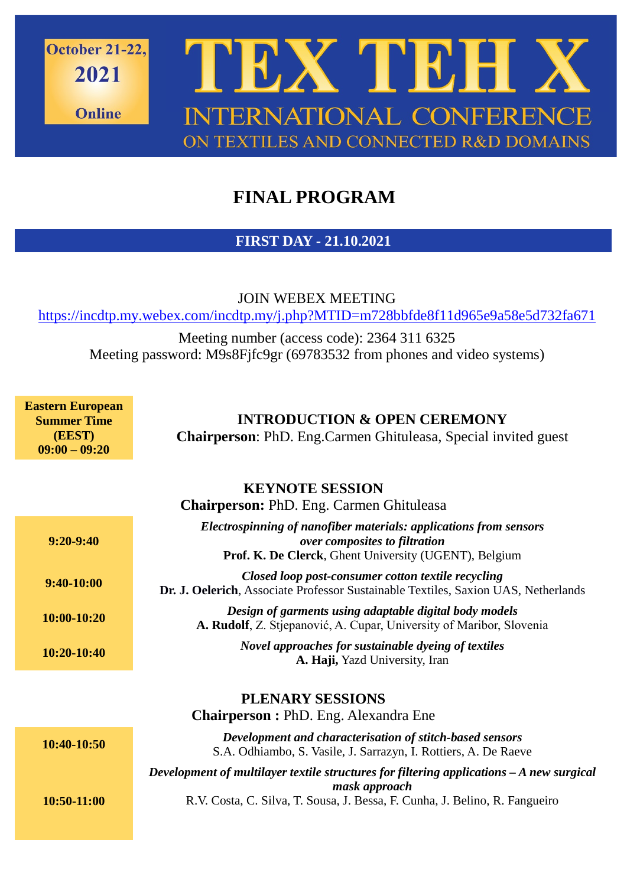October 21-22, 2021

Online

# TEX TEH X

## INTERNATIONAL CONFERENCE ON TEXTILES AND CONNECTED R&D DOMAINS

# FINAL PROGRAM

## FIRST DAY - 21.10.2021

JOIN WEBEX MEETING

https://incdtp.my.webex.com/incdtp.my/j.php?MTID=m728bbfde8f11d965e9a58e5d732fa671

Meeting number (access code): 2364 311 6325

Meeting password: M9s8Fjfc9gr (69783532 from phones and video systems)

| Time | Program |
| --- | --- |
| **Eastern European Summer Time (EEST) 09:00 – 09:20** | **INTRODUCTION & OPEN CEREMONY** <br> **Chairperson**: PhD. Eng.Carmen Ghituleasa, Special invited guest |
| | **KEYNOTE SESSION** <br> **Chairperson:** PhD. Eng. Carmen Ghituleasa |
| **9:20-9:40** | ***Electrospinning of nanofiber materials: applications from sensors over composites to filtration*** <br> **Prof. K. De Clerck**, Ghent University (UGENT), Belgium |
| **9:40-10:00** | ***Closed loop post-consumer cotton textile recycling*** <br> **Dr. J. Oelerich**, Associate Professor Sustainable Textiles, Saxion UAS, Netherlands |
| **10:00-10:20** | ***Design of garments using adaptable digital body models*** <br> **A. Rudolf**, Z. Stjepanović, A. Cupar, University of Maribor, Slovenia |
| **10:20-10:40** | ***Novel approaches for sustainable dyeing of textiles*** <br> **A. Haji,** Yazd University, Iran |
| | **PLENARY SESSIONS** <br> **Chairperson :** PhD. Eng. Alexandra Ene |
| **10:40-10:50** | ***Development and characterisation of stitch-based sensors*** <br> S.A. Odhiambo, S. Vasile, J. Sarrazyn, I. Rottiers, A. De Raeve |
| **10:50-11:00** | ***Development of multilayer textile structures for filtering applications – A new surgical mask approach*** <br> R.V. Costa, C. Silva, T. Sousa, J. Bessa, F. Cunha, J. Belino, R. Fangueiro |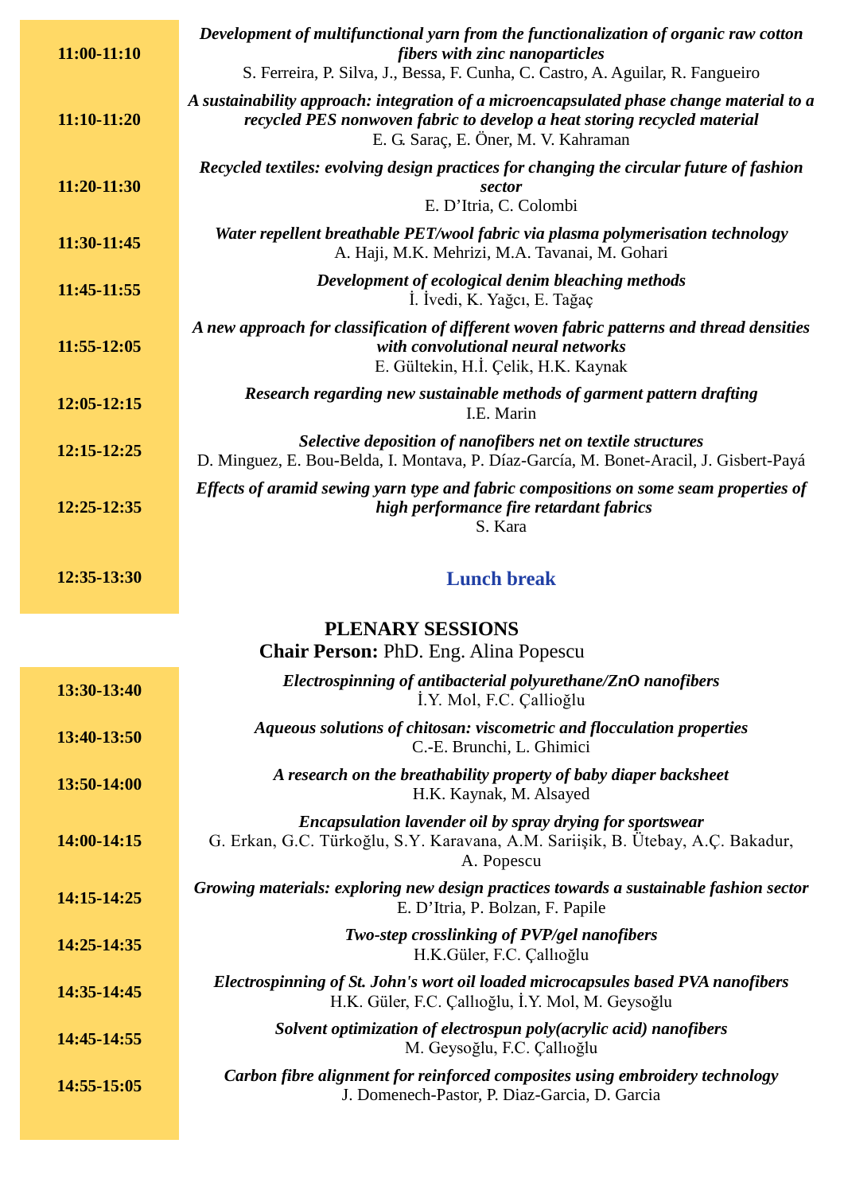| Time | Presentation |
| --- | --- |
| 11:00-11:10 | ***Development of multifunctional yarn from the functionalization of organic raw cotton fibers with zinc nanoparticles*** S. Ferreira, P. Silva, J., Bessa, F. Cunha, C. Castro, A. Aguilar, R. Fangueiro |
| 11:10-11:20 | ***A sustainability approach: integration of a microencapsulated phase change material to a recycled PES nonwoven fabric to develop a heat storing recycled material*** E. G. Saraç, E. Öner, M. V. Kahraman |
| 11:20-11:30 | ***Recycled textiles: evolving design practices for changing the circular future of fashion sector*** E. D'Itria, C. Colombi |
| 11:30-11:45 | ***Water repellent breathable PET/wool fabric via plasma polymerisation technology*** A. Haji, M.K. Mehrizi, M.A. Tavanai, M. Gohari |
| 11:45-11:55 | ***Development of ecological denim bleaching methods*** İ. İvedi, K. Yağcı, E. Tağaç |
| 11:55-12:05 | ***A new approach for classification of different woven fabric patterns and thread densities with convolutional neural networks*** E. Gültekin, H.İ. Çelik, H.K. Kaynak |
| 12:05-12:15 | ***Research regarding new sustainable methods of garment pattern drafting*** I.E. Marin |
| 12:15-12:25 | ***Selective deposition of nanofibers net on textile structures*** D. Minguez, E. Bou-Belda, I. Montava, P. Díaz-García, M. Bonet-Aracil, J. Gisbert-Payá |
| 12:25-12:35 | ***Effects of aramid sewing yarn type and fabric compositions on some seam properties of high performance fire retardant fabrics*** S. Kara |
| 12:35-13:30 | **Lunch break** |

## PLENARY SESSIONS

**Chair Person:** PhD. Eng. Alina Popescu

| Time | Presentation |
| --- | --- |
| 13:30-13:40 | ***Electrospinning of antibacterial polyurethane/ZnO nanofibers*** İ.Y. Mol, F.C. Çallioğlu |
| 13:40-13:50 | ***Aqueous solutions of chitosan: viscometric and flocculation properties*** C.-E. Brunchi, L. Ghimici |
| 13:50-14:00 | ***A research on the breathability property of baby diaper backsheet*** H.K. Kaynak, M. Alsayed |
| 14:00-14:15 | ***Encapsulation lavender oil by spray drying for sportswear*** G. Erkan, G.C. Türkoğlu, S.Y. Karavana, A.M. Sariişik, B. Ütebay, A.Ç. Bakadur, A. Popescu |
| 14:15-14:25 | ***Growing materials: exploring new design practices towards a sustainable fashion sector*** E. D'Itria, P. Bolzan, F. Papile |
| 14:25-14:35 | ***Two-step crosslinking of PVP/gel nanofibers*** H.K.Güler, F.C. Çallıoğlu |
| 14:35-14:45 | ***Electrospinning of St. John's wort oil loaded microcapsules based PVA nanofibers*** H.K. Güler, F.C. Çallıoğlu, İ.Y. Mol, M. Geysoğlu |
| 14:45-14:55 | ***Solvent optimization of electrospun poly(acrylic acid) nanofibers*** M. Geysoğlu, F.C. Çallıoğlu |
| 14:55-15:05 | ***Carbon fibre alignment for reinforced composites using embroidery technology*** J. Domenech-Pastor, P. Diaz-Garcia, D. Garcia |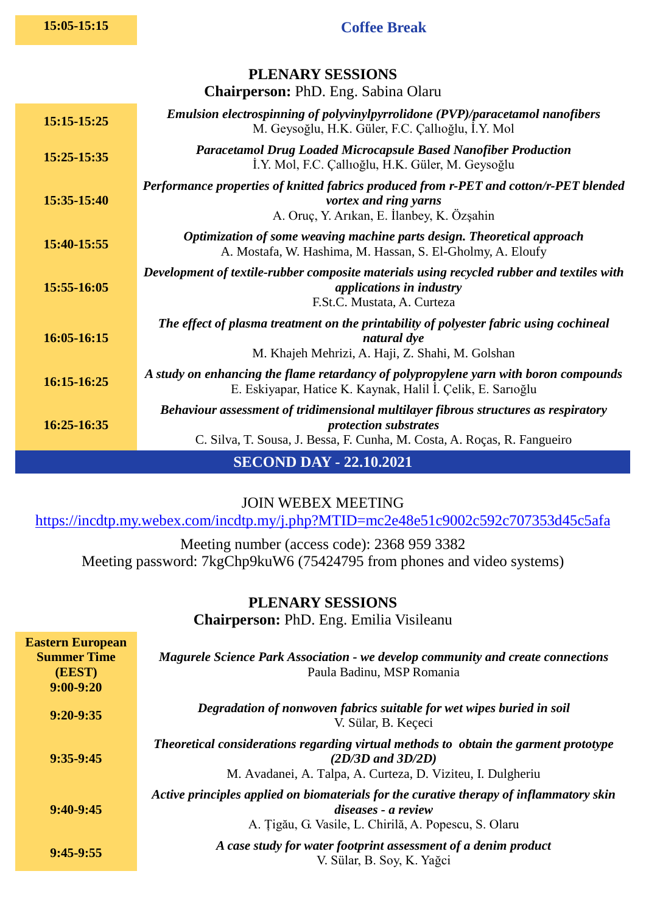| 15:05-15:15 | **Coffee Break** |
|---|---|

## PLENARY SESSIONS

**Chairperson:** PhD. Eng. Sabina Olaru

| Time | Presentation |
|---|---|
| **15:15-15:25** | ***Emulsion electrospinning of polyvinylpyrrolidone (PVP)/paracetamol nanofibers***<br>M. Geysoğlu, H.K. Güler, F.C. Çallıoğlu, İ.Y. Mol |
| **15:25-15:35** | ***Paracetamol Drug Loaded Microcapsule Based Nanofiber Production***<br>İ.Y. Mol, F.C. Çallıoğlu, H.K. Güler, M. Geysoğlu |
| **15:35-15:40** | ***Performance properties of knitted fabrics produced from r-PET and cotton/r-PET blended vortex and ring yarns***<br>A. Oruç, Y. Arıkan, E. İlanbey, K. Özşahin |
| **15:40-15:55** | ***Optimization of some weaving machine parts design. Theoretical approach***<br>A. Mostafa, W. Hashima, M. Hassan, S. El-Gholmy, A. Eloufy |
| **15:55-16:05** | ***Development of textile-rubber composite materials using recycled rubber and textiles with applications in industry***<br>F.St.C. Mustata, A. Curteza |
| **16:05-16:15** | ***The effect of plasma treatment on the printability of polyester fabric using cochineal natural dye***<br>M. Khajeh Mehrizi, A. Haji, Z. Shahi, M. Golshan |
| **16:15-16:25** | ***A study on enhancing the flame retardancy of polypropylene yarn with boron compounds***<br>E. Eskiyapar, Hatice K. Kaynak, Halil İ. Çelik, E. Sarıoğlu |
| **16:25-16:35** | ***Behaviour assessment of tridimensional multilayer fibrous structures as respiratory protection substrates***<br>C. Silva, T. Sousa, J. Bessa, F. Cunha, M. Costa, A. Roças, R. Fangueiro |

## SECOND DAY - 22.10.2021

JOIN WEBEX MEETING

https://incdtp.my.webex.com/incdtp.my/j.php?MTID=mc2e48e51c9002c592c707353d45c5afa

Meeting number (access code): 2368 959 3382

Meeting password: 7kgChp9kuW6 (75424795 from phones and video systems)

## PLENARY SESSIONS

**Chairperson:** PhD. Eng. Emilia Visileanu

| Time | Presentation |
|---|---|
| **Eastern European Summer Time (EEST)**<br>**9:00-9:20** | ***Magurele Science Park Association - we develop community and create connections***<br>Paula Badinu, MSP Romania |
| **9:20-9:35** | ***Degradation of nonwoven fabrics suitable for wet wipes buried in soil***<br>V. Sülar, B. Keçeci |
| **9:35-9:45** | ***Theoretical considerations regarding virtual methods to obtain the garment prototype (2D/3D and 3D/2D)***<br>M. Avadanei, A. Talpa, A. Curteza, D. Viziteu, I. Dulgheriu |
| **9:40-9:45** | ***Active principles applied on biomaterials for the curative therapy of inflammatory skin diseases - a review***<br>A. Țigău, G. Vasile, L. Chirilă, A. Popescu, S. Olaru |
| **9:45-9:55** | ***A case study for water footprint assessment of a denim product***<br>V. Sülar, B. Soy, K. Yağci |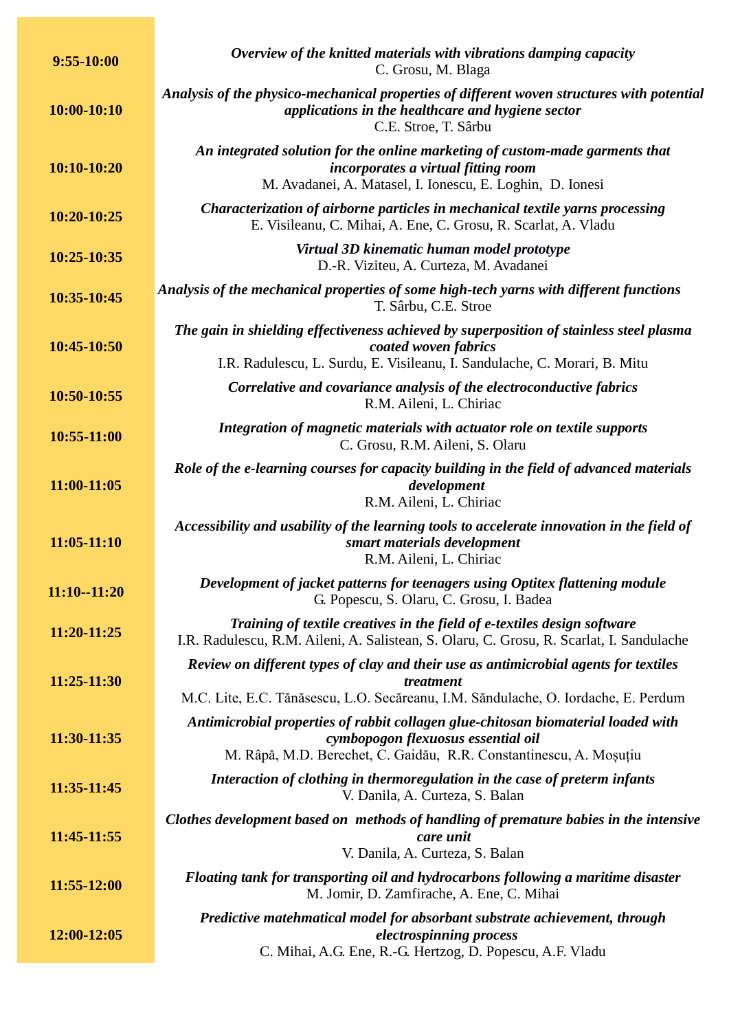| | |
|---|---|
| **9:55-10:00** | ***Overview of the knitted materials with vibrations damping capacity***<br>C. Grosu, M. Blaga |
| **10:00-10:10** | ***Analysis of the physico-mechanical properties of different woven structures with potential applications in the healthcare and hygiene sector***<br>C.E. Stroe, T. Sârbu |
| **10:10-10:20** | ***An integrated solution for the online marketing of custom-made garments that incorporates a virtual fitting room***<br>M. Avadanei, A. Matasel, I. Ionescu, E. Loghin, D. Ionesi |
| **10:20-10:25** | ***Characterization of airborne particles in mechanical textile yarns processing***<br>E. Visileanu, C. Mihai, A. Ene, C. Grosu, R. Scarlat, A. Vladu |
| **10:25-10:35** | ***Virtual 3D kinematic human model prototype***<br>D.-R. Viziteu, A. Curteza, M. Avadanei |
| **10:35-10:45** | ***Analysis of the mechanical properties of some high-tech yarns with different functions***<br>T. Sârbu, C.E. Stroe |
| **10:45-10:50** | ***The gain in shielding effectiveness achieved by superposition of stainless steel plasma coated woven fabrics***<br>I.R. Radulescu, L. Surdu, E. Visileanu, I. Sandulache, C. Morari, B. Mitu |
| **10:50-10:55** | ***Correlative and covariance analysis of the electroconductive fabrics***<br>R.M. Aileni, L. Chiriac |
| **10:55-11:00** | ***Integration of magnetic materials with actuator role on textile supports***<br>C. Grosu, R.M. Aileni, S. Olaru |
| **11:00-11:05** | ***Role of the e-learning courses for capacity building in the field of advanced materials development***<br>R.M. Aileni, L. Chiriac |
| **11:05-11:10** | ***Accessibility and usability of the learning tools to accelerate innovation in the field of smart materials development***<br>R.M. Aileni, L. Chiriac |
| **11:10--11:20** | ***Development of jacket patterns for teenagers using Optitex flattening module***<br>G. Popescu, S. Olaru, C. Grosu, I. Badea |
| **11:20-11:25** | ***Training of textile creatives in the field of e-textiles design software***<br>I.R. Radulescu, R.M. Aileni, A. Salistean, S. Olaru, C. Grosu, R. Scarlat, I. Sandulache |
| **11:25-11:30** | ***Review on different types of clay and their use as antimicrobial agents for textiles treatment***<br>M.C. Lite, E.C. Tănăsescu, L.O. Secăreanu, I.M. Săndulache, O. Iordache, E. Perdum |
| **11:30-11:35** | ***Antimicrobial properties of rabbit collagen glue-chitosan biomaterial loaded with cymbopogon flexuosus essential oil***<br>M. Râpă, M.D. Berechet, C. Gaidău, R.R. Constantinescu, A. Moșuțiu |
| **11:35-11:45** | ***Interaction of clothing in thermoregulation in the case of preterm infants***<br>V. Danila, A. Curteza, S. Balan |
| **11:45-11:55** | ***Clothes development based on methods of handling of premature babies in the intensive care unit***<br>V. Danila, A. Curteza, S. Balan |
| **11:55-12:00** | ***Floating tank for transporting oil and hydrocarbons following a maritime disaster***<br>M. Jomir, D. Zamfirache, A. Ene, C. Mihai |
| **12:00-12:05** | ***Predictive matehmatical model for absorbant substrate achievement, through electrospinning process***<br>C. Mihai, A.G. Ene, R.-G. Hertzog, D. Popescu, A.F. Vladu |